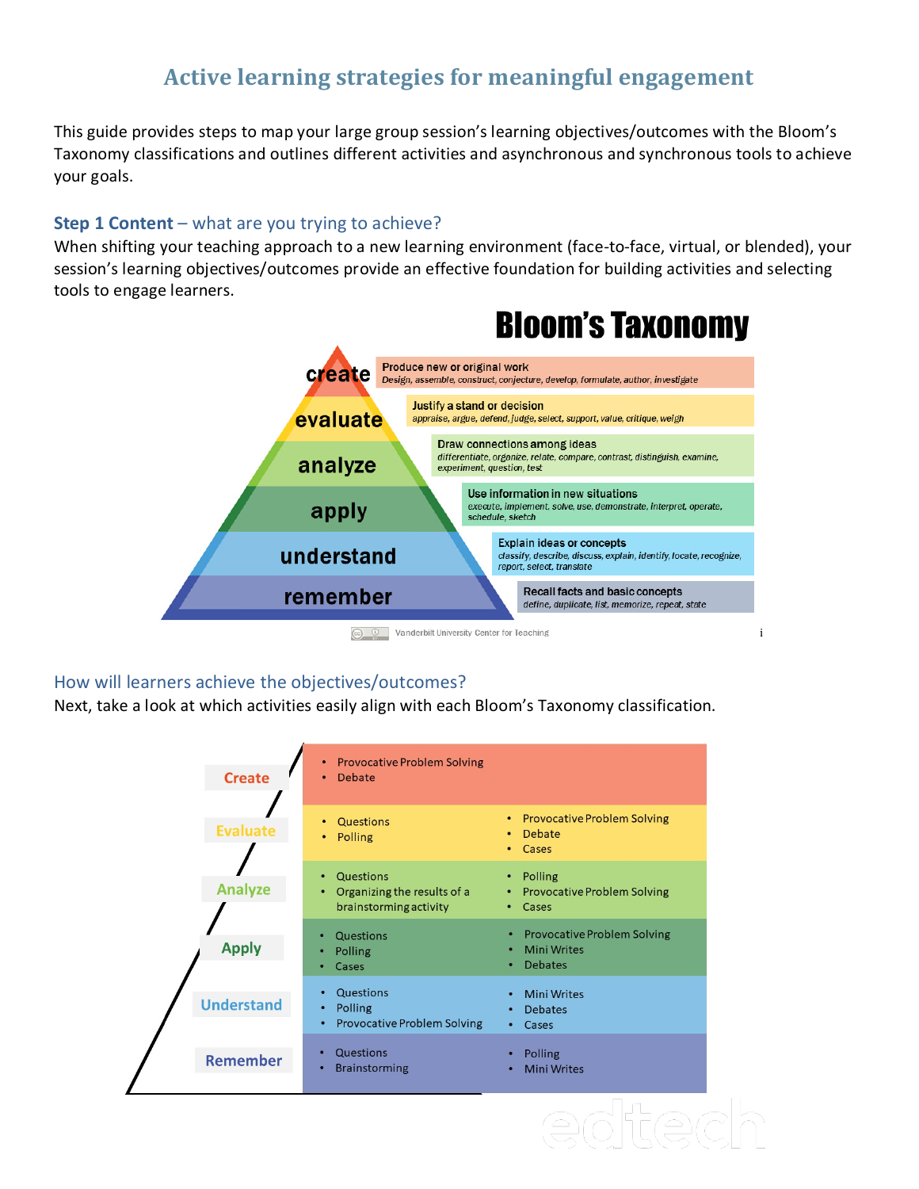# Active learning strategies for meaningful engagement

This guide provides steps to map your large group session's learning objectives/outcomes with the Bloom's Taxonomy classifications and outlines different activities and asynchronous and synchronous tools to achieve your goals.

## Step 1 Content – what are you trying to achieve?

When shifting your teaching approach to a new learning environment (face-to-face, virtual, or blended), your session's learning objectives/outcomes provide an effective foundation for building activities and selecting tools to engage learners.

**Bloom's Taxonomy**

| Level | Description | Verbs |
|---|---|---|
| create | Produce new or original work | *Design, assemble, construct, conjecture, develop, formulate, author, investigate* |
| evaluate | Justify a stand or decision | *appraise, argue, defend, judge, select, support, value, critique, weigh* |
| analyze | Draw connections among ideas | *differentiate, organize, relate, compare, contrast, distinguish, examine, experiment, question, test* |
| apply | Use information in new situations | *execute, implement, solve, use, demonstrate, interpret, operate, schedule, sketch* |
| understand | Explain ideas or concepts | *classify, describe, discuss, explain, identify, locate, recognize, report, select, translate* |
| remember | Recall facts and basic concepts | *define, duplicate, list, memorize, repeat, state* |

Vanderbilt University Center for Teaching

## How will learners achieve the objectives/outcomes?

Next, take a look at which activities easily align with each Bloom's Taxonomy classification.

| Level | Activities | |
|---|---|---|
| Create | • Provocative Problem Solving<br>• Debate | |
| Evaluate | • Questions<br>• Polling | • Provocative Problem Solving<br>• Debate<br>• Cases |
| Analyze | • Questions<br>• Organizing the results of a brainstorming activity | • Polling<br>• Provocative Problem Solving<br>• Cases |
| Apply | • Questions<br>• Polling<br>• Cases | • Provocative Problem Solving<br>• Mini Writes<br>• Debates |
| Understand | • Questions<br>• Polling<br>• Provocative Problem Solving | • Mini Writes<br>• Debates<br>• Cases |
| Remember | • Questions<br>• Brainstorming | • Polling<br>• Mini Writes |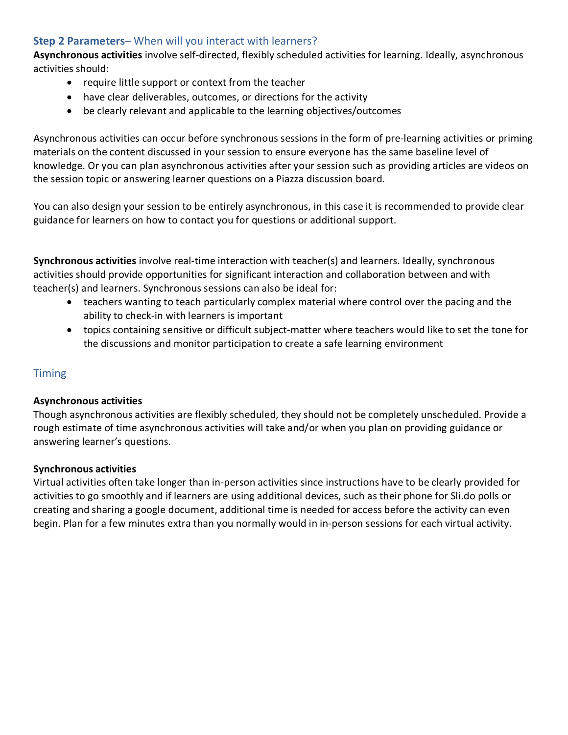## **Step 2 Parameters**– When will you interact with learners?

**Asynchronous activities** involve self-directed, flexibly scheduled activities for learning. Ideally, asynchronous activities should:

- require little support or context from the teacher
- have clear deliverables, outcomes, or directions for the activity
- be clearly relevant and applicable to the learning objectives/outcomes

Asynchronous activities can occur before synchronous sessions in the form of pre-learning activities or priming materials on the content discussed in your session to ensure everyone has the same baseline level of knowledge. Or you can plan asynchronous activities after your session such as providing articles are videos on the session topic or answering learner questions on a Piazza discussion board.

You can also design your session to be entirely asynchronous, in this case it is recommended to provide clear guidance for learners on how to contact you for questions or additional support.

**Synchronous activities** involve real-time interaction with teacher(s) and learners. Ideally, synchronous activities should provide opportunities for significant interaction and collaboration between and with teacher(s) and learners. Synchronous sessions can also be ideal for:

- teachers wanting to teach particularly complex material where control over the pacing and the ability to check-in with learners is important
- topics containing sensitive or difficult subject-matter where teachers would like to set the tone for the discussions and monitor participation to create a safe learning environment

### Timing

**Asynchronous activities**

Though asynchronous activities are flexibly scheduled, they should not be completely unscheduled. Provide a rough estimate of time asynchronous activities will take and/or when you plan on providing guidance or answering learner's questions.

**Synchronous activities**

Virtual activities often take longer than in-person activities since instructions have to be clearly provided for activities to go smoothly and if learners are using additional devices, such as their phone for Sli.do polls or creating and sharing a google document, additional time is needed for access before the activity can even begin. Plan for a few minutes extra than you normally would in in-person sessions for each virtual activity.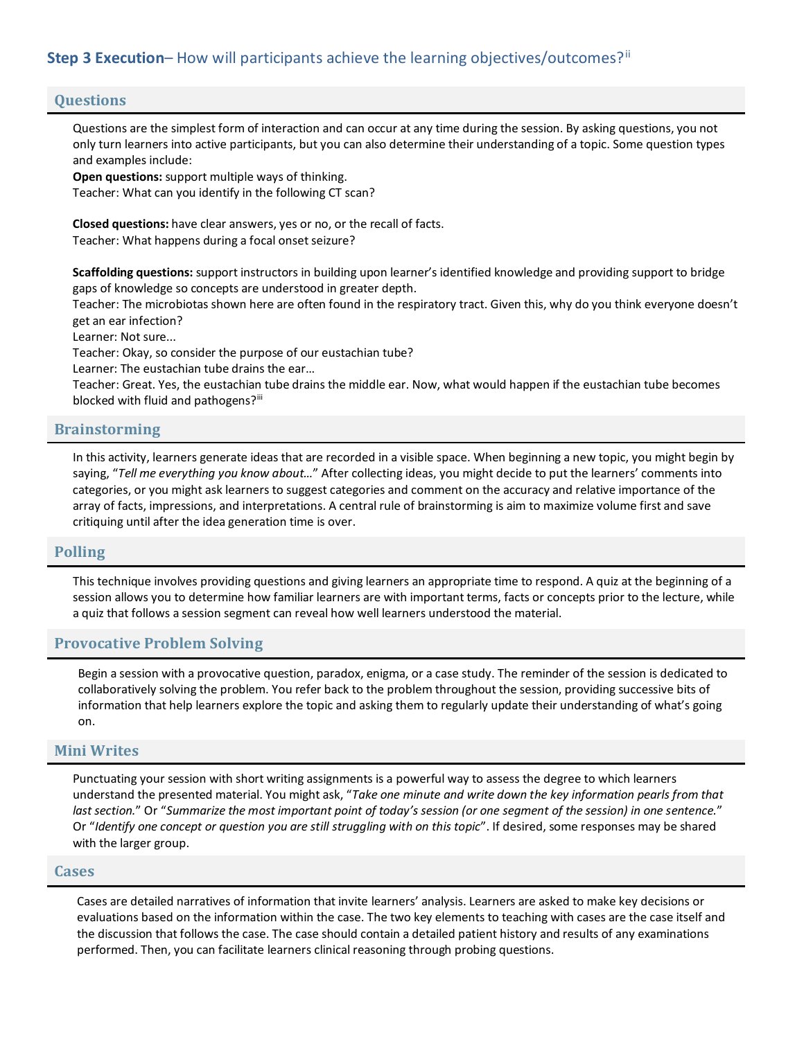## Step 3 Execution– How will participants achieve the learning objectives/outcomes?[ii]

### Questions

Questions are the simplest form of interaction and can occur at any time during the session. By asking questions, you not only turn learners into active participants, but you can also determine their understanding of a topic. Some question types and examples include:

**Open questions:** support multiple ways of thinking.
Teacher: What can you identify in the following CT scan?

**Closed questions:** have clear answers, yes or no, or the recall of facts.
Teacher: What happens during a focal onset seizure?

**Scaffolding questions:** support instructors in building upon learner's identified knowledge and providing support to bridge gaps of knowledge so concepts are understood in greater depth.
Teacher: The microbiotas shown here are often found in the respiratory tract. Given this, why do you think everyone doesn't get an ear infection?
Learner: Not sure...
Teacher: Okay, so consider the purpose of our eustachian tube?
Learner: The eustachian tube drains the ear…
Teacher: Great. Yes, the eustachian tube drains the middle ear. Now, what would happen if the eustachian tube becomes blocked with fluid and pathogens?[iii]

### Brainstorming

In this activity, learners generate ideas that are recorded in a visible space. When beginning a new topic, you might begin by saying, "*Tell me everything you know about…*" After collecting ideas, you might decide to put the learners' comments into categories, or you might ask learners to suggest categories and comment on the accuracy and relative importance of the array of facts, impressions, and interpretations. A central rule of brainstorming is aim to maximize volume first and save critiquing until after the idea generation time is over.

### Polling

This technique involves providing questions and giving learners an appropriate time to respond. A quiz at the beginning of a session allows you to determine how familiar learners are with important terms, facts or concepts prior to the lecture, while a quiz that follows a session segment can reveal how well learners understood the material.

### Provocative Problem Solving

Begin a session with a provocative question, paradox, enigma, or a case study. The reminder of the session is dedicated to collaboratively solving the problem. You refer back to the problem throughout the session, providing successive bits of information that help learners explore the topic and asking them to regularly update their understanding of what's going on.

### Mini Writes

Punctuating your session with short writing assignments is a powerful way to assess the degree to which learners understand the presented material. You might ask, "*Take one minute and write down the key information pearls from that last section.*" Or "*Summarize the most important point of today's session (or one segment of the session) in one sentence.*" Or "*Identify one concept or question you are still struggling with on this topic*". If desired, some responses may be shared with the larger group.

### Cases

Cases are detailed narratives of information that invite learners' analysis. Learners are asked to make key decisions or evaluations based on the information within the case. The two key elements to teaching with cases are the case itself and the discussion that follows the case. The case should contain a detailed patient history and results of any examinations performed. Then, you can facilitate learners clinical reasoning through probing questions.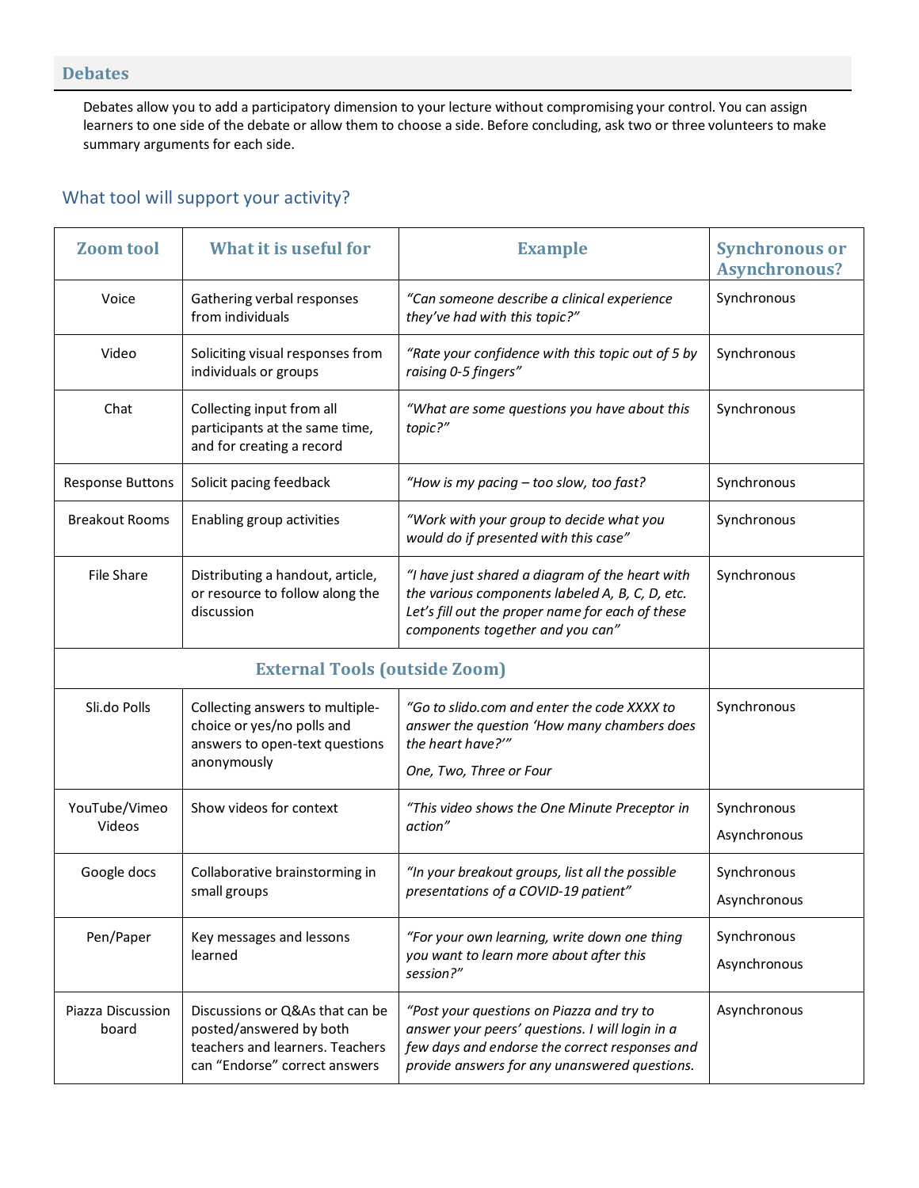## Debates

Debates allow you to add a participatory dimension to your lecture without compromising your control. You can assign learners to one side of the debate or allow them to choose a side. Before concluding, ask two or three volunteers to make summary arguments for each side.

### What tool will support your activity?

| Zoom tool | What it is useful for | Example | Synchronous or Asynchronous? |
|---|---|---|---|
| Voice | Gathering verbal responses from individuals | *"Can someone describe a clinical experience they've had with this topic?"* | Synchronous |
| Video | Soliciting visual responses from individuals or groups | *"Rate your confidence with this topic out of 5 by raising 0-5 fingers"* | Synchronous |
| Chat | Collecting input from all participants at the same time, and for creating a record | *"What are some questions you have about this topic?"* | Synchronous |
| Response Buttons | Solicit pacing feedback | *"How is my pacing – too slow, too fast?* | Synchronous |
| Breakout Rooms | Enabling group activities | *"Work with your group to decide what you would do if presented with this case"* | Synchronous |
| File Share | Distributing a handout, article, or resource to follow along the discussion | *"I have just shared a diagram of the heart with the various components labeled A, B, C, D, etc. Let's fill out the proper name for each of these components together and you can"* | Synchronous |
| **External Tools (outside Zoom)** | | | |
| Sli.do Polls | Collecting answers to multiple-choice or yes/no polls and answers to open-text questions anonymously | *"Go to slido.com and enter the code XXXX to answer the question 'How many chambers does the heart have?'"* *One, Two, Three or Four* | Synchronous |
| YouTube/Vimeo Videos | Show videos for context | *"This video shows the One Minute Preceptor in action"* | Synchronous Asynchronous |
| Google docs | Collaborative brainstorming in small groups | *"In your breakout groups, list all the possible presentations of a COVID-19 patient"* | Synchronous Asynchronous |
| Pen/Paper | Key messages and lessons learned | *"For your own learning, write down one thing you want to learn more about after this session?"* | Synchronous Asynchronous |
| Piazza Discussion board | Discussions or Q&As that can be posted/answered by both teachers and learners. Teachers can "Endorse" correct answers | *"Post your questions on Piazza and try to answer your peers' questions. I will login in a few days and endorse the correct responses and provide answers for any unanswered questions.* | Asynchronous |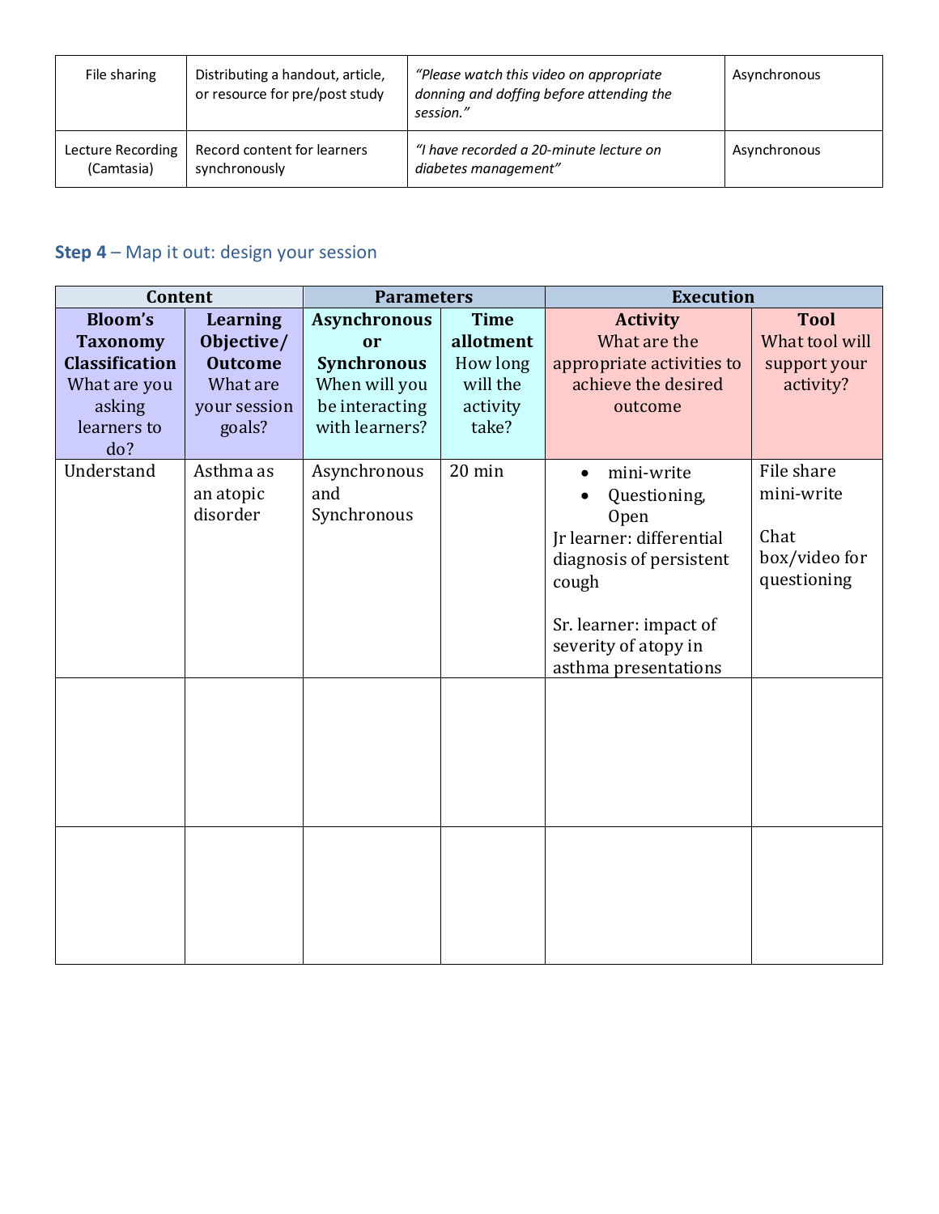| File sharing | Distributing a handout, article, or resource for pre/post study | *"Please watch this video on appropriate donning and doffing before attending the session."* | Asynchronous |
|---|---|---|---|
| Lecture Recording (Camtasia) | Record content for learners synchronously | *"I have recorded a 20-minute lecture on diabetes management"* | Asynchronous |

### **Step 4** – Map it out: design your session

| **Content** | | **Parameters** | | **Execution** | |
|---|---|---|---|---|---|
| **Bloom's Taxonomy Classification** What are you asking learners to do? | **Learning Objective/ Outcome** What are your session goals? | **Asynchronous or Synchronous** When will you be interacting with learners? | **Time allotment** How long will the activity take? | **Activity** What are the appropriate activities to achieve the desired outcome | **Tool** What tool will support your activity? |
| Understand | Asthma as an atopic disorder | Asynchronous and Synchronous | 20 min | • mini-write<br>• Questioning, Open<br>Jr learner: differential diagnosis of persistent cough<br><br>Sr. learner: impact of severity of atopy in asthma presentations | File share mini-write<br><br>Chat box/video for questioning |
| | | | | | |
| | | | | | |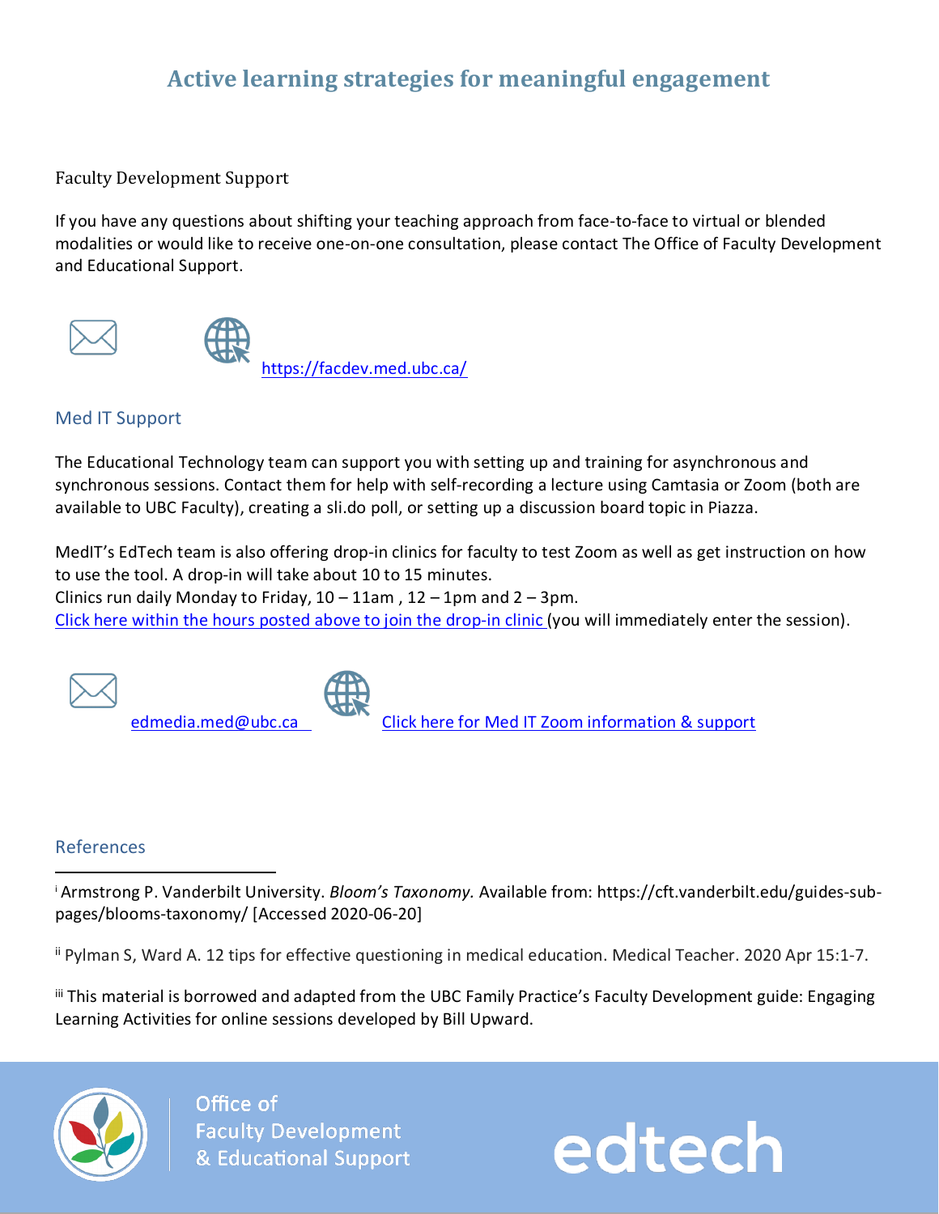# Active learning strategies for meaningful engagement

Faculty Development Support

If you have any questions about shifting your teaching approach from face-to-face to virtual or blended modalities or would like to receive one-on-one consultation, please contact The Office of Faculty Development and Educational Support.

https://facdev.med.ubc.ca/

## Med IT Support

The Educational Technology team can support you with setting up and training for asynchronous and synchronous sessions. Contact them for help with self-recording a lecture using Camtasia or Zoom (both are available to UBC Faculty), creating a sli.do poll, or setting up a discussion board topic in Piazza.

MedIT's EdTech team is also offering drop-in clinics for faculty to test Zoom as well as get instruction on how to use the tool. A drop-in will take about 10 to 15 minutes.
Clinics run daily Monday to Friday, 10 – 11am , 12 – 1pm and 2 – 3pm.
Click here within the hours posted above to join the drop-in clinic (you will immediately enter the session).

edmedia.med@ubc.ca Click here for Med IT Zoom information & support

## References

[i] Armstrong P. Vanderbilt University. *Bloom's Taxonomy.* Available from: https://cft.vanderbilt.edu/guides-sub-pages/blooms-taxonomy/ [Accessed 2020-06-20]

[ii] Pylman S, Ward A. 12 tips for effective questioning in medical education. Medical Teacher. 2020 Apr 15:1-7.

[iii] This material is borrowed and adapted from the UBC Family Practice's Faculty Development guide: Engaging Learning Activities for online sessions developed by Bill Upward.

Office of Faculty Development & Educational Support

edtech